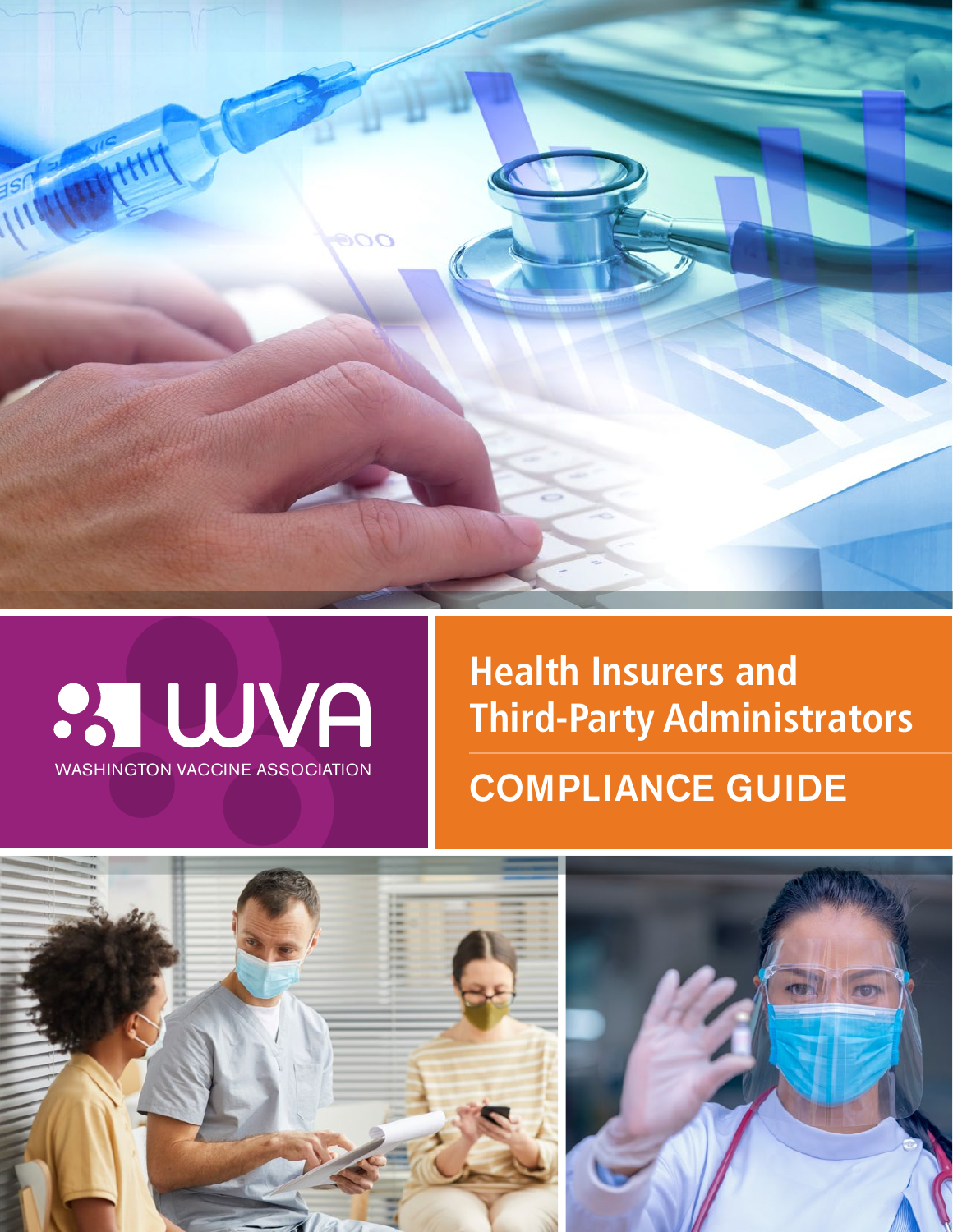WVA

WASHINGTON VACCINE ASSOCIATION

# Health Insurers and Third-Party Administrators

## COMPLIANCE GUIDE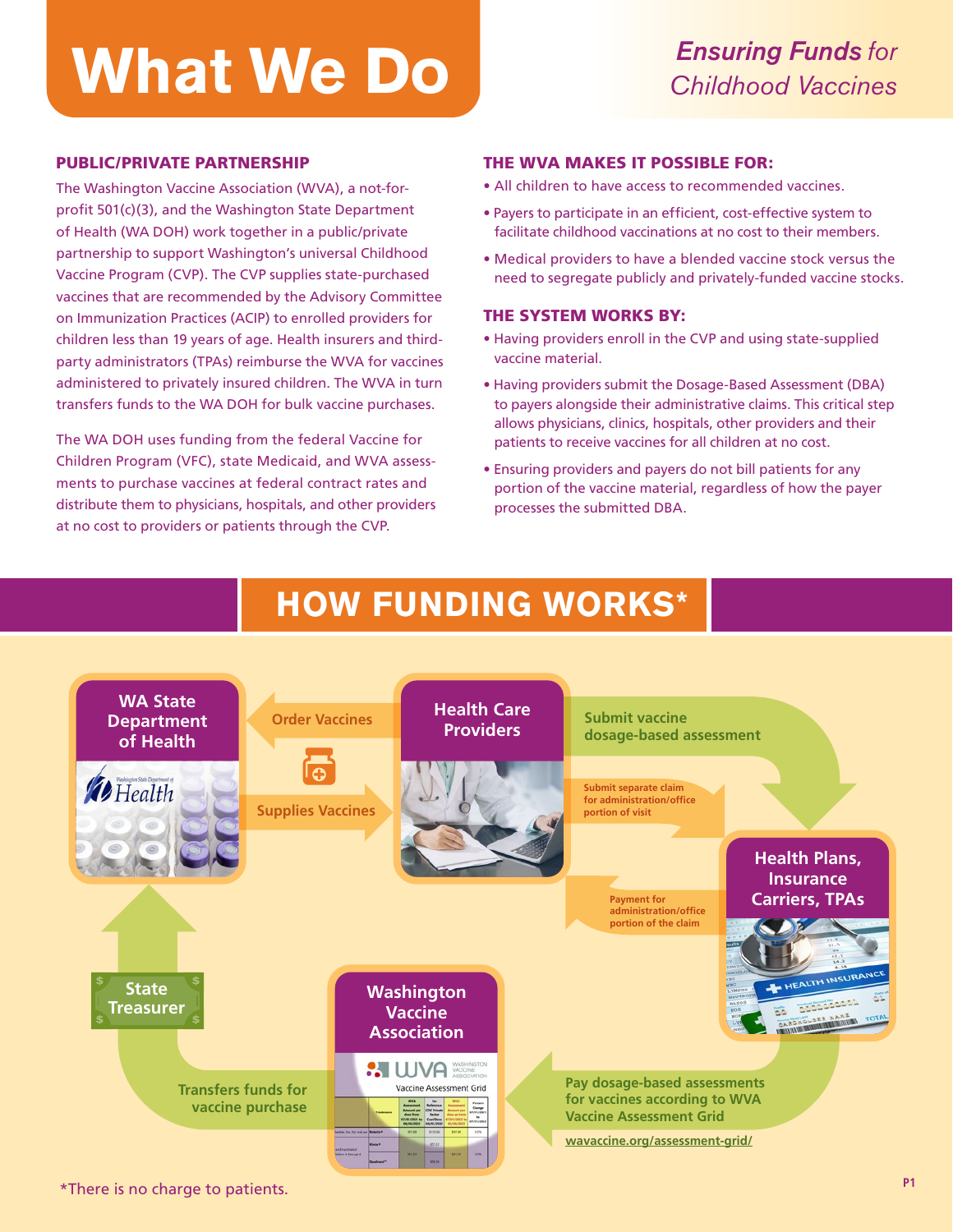# What We Do

*Ensuring Funds for Childhood Vaccines*

### PUBLIC/PRIVATE PARTNERSHIP

The Washington Vaccine Association (WVA), a not-for-profit 501(c)(3), and the Washington State Department of Health (WA DOH) work together in a public/private partnership to support Washington's universal Childhood Vaccine Program (CVP). The CVP supplies state-purchased vaccines that are recommended by the Advisory Committee on Immunization Practices (ACIP) to enrolled providers for children less than 19 years of age. Health insurers and third-party administrators (TPAs) reimburse the WVA for vaccines administered to privately insured children. The WVA in turn transfers funds to the WA DOH for bulk vaccine purchases.

The WA DOH uses funding from the federal Vaccine for Children Program (VFC), state Medicaid, and WVA assessments to purchase vaccines at federal contract rates and distribute them to physicians, hospitals, and other providers at no cost to providers or patients through the CVP.

### THE WVA MAKES IT POSSIBLE FOR:

- All children to have access to recommended vaccines.
- Payers to participate in an efficient, cost-effective system to facilitate childhood vaccinations at no cost to their members.
- Medical providers to have a blended vaccine stock versus the need to segregate publicly and privately-funded vaccine stocks.

### THE SYSTEM WORKS BY:

- Having providers enroll in the CVP and using state-supplied vaccine material.
- Having providers submit the Dosage-Based Assessment (DBA) to payers alongside their administrative claims. This critical step allows physicians, clinics, hospitals, other providers and their patients to receive vaccines for all children at no cost.
- Ensuring providers and payers do not bill patients for any portion of the vaccine material, regardless of how the payer processes the submitted DBA.

## HOW FUNDING WORKS*

- **Health Care Providers** → Order Vaccines → **WA State Department of Health**
- **WA State Department of Health** → Supplies Vaccines → **Health Care Providers**
- **Health Care Providers** → Submit vaccine dosage-based assessment → **Health Plans, Insurance Carriers, TPAs**
- **Health Care Providers** → Submit separate claim for administration/office portion of visit → **Health Plans, Insurance Carriers, TPAs**
- **Health Plans, Insurance Carriers, TPAs** → Payment for administration/office portion of the claim → **Health Care Providers**
- **Health Plans, Insurance Carriers, TPAs** → Pay dosage-based assessments for vaccines according to WVA Vaccine Assessment Grid (wavaccine.org/assessment-grid/) → **Washington Vaccine Association**
- **Washington Vaccine Association** → Transfers funds for vaccine purchase → **State Treasurer** → **WA State Department of Health**

*There is no charge to patients.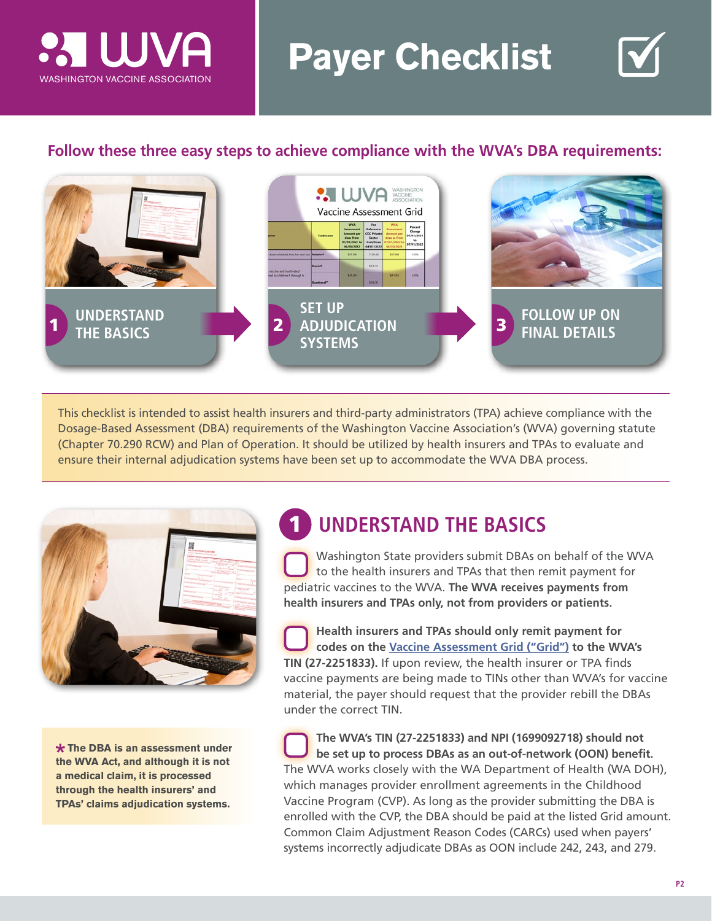# Payer Checklist

WASHINGTON VACCINE ASSOCIATION

## Follow these three easy steps to achieve compliance with the WVA's DBA requirements:

1. UNDERSTAND THE BASICS
2. SET UP ADJUDICATION SYSTEMS
3. FOLLOW UP ON FINAL DETAILS

This checklist is intended to assist health insurers and third-party administrators (TPA) achieve compliance with the Dosage-Based Assessment (DBA) requirements of the Washington Vaccine Association's (WVA) governing statute (Chapter 70.290 RCW) and Plan of Operation. It should be utilized by health insurers and TPAs to evaluate and ensure their internal adjudication systems have been set up to accommodate the WVA DBA process.

*** The DBA is an assessment under the WVA Act, and although it is not a medical claim, it is processed through the health insurers' and TPAs' claims adjudication systems.**

## 1 UNDERSTAND THE BASICS

- [ ] Washington State providers submit DBAs on behalf of the WVA to the health insurers and TPAs that then remit payment for pediatric vaccines to the WVA. **The WVA receives payments from health insurers and TPAs only, not from providers or patients.**

- [ ] **Health insurers and TPAs should only remit payment for codes on the Vaccine Assessment Grid ("Grid") to the WVA's TIN (27-2251833).** If upon review, the health insurer or TPA finds vaccine payments are being made to TINs other than WVA's for vaccine material, the payer should request that the provider rebill the DBAs under the correct TIN.

- [ ] **The WVA's TIN (27-2251833) and NPI (1699092718) should not be set up to process DBAs as an out-of-network (OON) benefit.** The WVA works closely with the WA Department of Health (WA DOH), which manages provider enrollment agreements in the Childhood Vaccine Program (CVP). As long as the provider submitting the DBA is enrolled with the CVP, the DBA should be paid at the listed Grid amount. Common Claim Adjustment Reason Codes (CARCs) used when payers' systems incorrectly adjudicate DBAs as OON include 242, 243, and 279.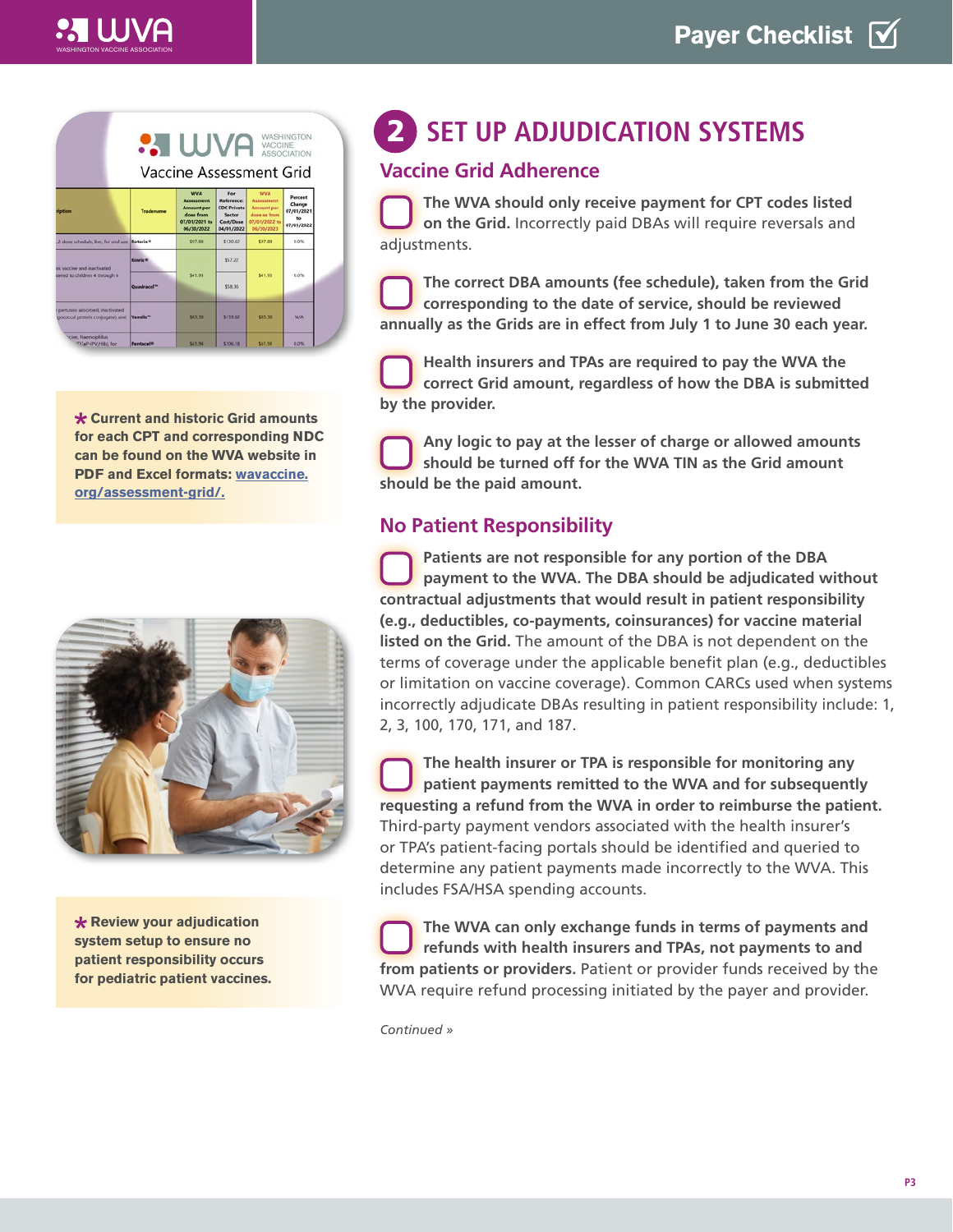## 2 SET UP ADJUDICATION SYSTEMS

### Vaccine Grid Adherence

- [ ] **The WVA should only receive payment for CPT codes listed on the Grid.** Incorrectly paid DBAs will require reversals and adjustments.

- [ ] **The correct DBA amounts (fee schedule), taken from the Grid corresponding to the date of service, should be reviewed annually as the Grids are in effect from July 1 to June 30 each year.**

- [ ] **Health insurers and TPAs are required to pay the WVA the correct Grid amount, regardless of how the DBA is submitted by the provider.**

- [ ] **Any logic to pay at the lesser of charge or allowed amounts should be turned off for the WVA TIN as the Grid amount should be the paid amount.**

### No Patient Responsibility

- [ ] **Patients are not responsible for any portion of the DBA payment to the WVA. The DBA should be adjudicated without contractual adjustments that would result in patient responsibility (e.g., deductibles, co-payments, coinsurances) for vaccine material listed on the Grid.** The amount of the DBA is not dependent on the terms of coverage under the applicable benefit plan (e.g., deductibles or limitation on vaccine coverage). Common CARCs used when systems incorrectly adjudicate DBAs resulting in patient responsibility include: 1, 2, 3, 100, 170, 171, and 187.

- [ ] **The health insurer or TPA is responsible for monitoring any patient payments remitted to the WVA and for subsequently requesting a refund from the WVA in order to reimburse the patient.** Third-party payment vendors associated with the health insurer's or TPA's patient-facing portals should be identified and queried to determine any patient payments made incorrectly to the WVA. This includes FSA/HSA spending accounts.

- [ ] **The WVA can only exchange funds in terms of payments and refunds with health insurers and TPAs, not payments to and from patients or providers.** Patient or provider funds received by the WVA require refund processing initiated by the payer and provider.

*Continued »*

**\* Current and historic Grid amounts for each CPT and corresponding NDC can be found on the WVA website in PDF and Excel formats: wavaccine.org/assessment-grid/.**

**\* Review your adjudication system setup to ensure no patient responsibility occurs for pediatric patient vaccines.**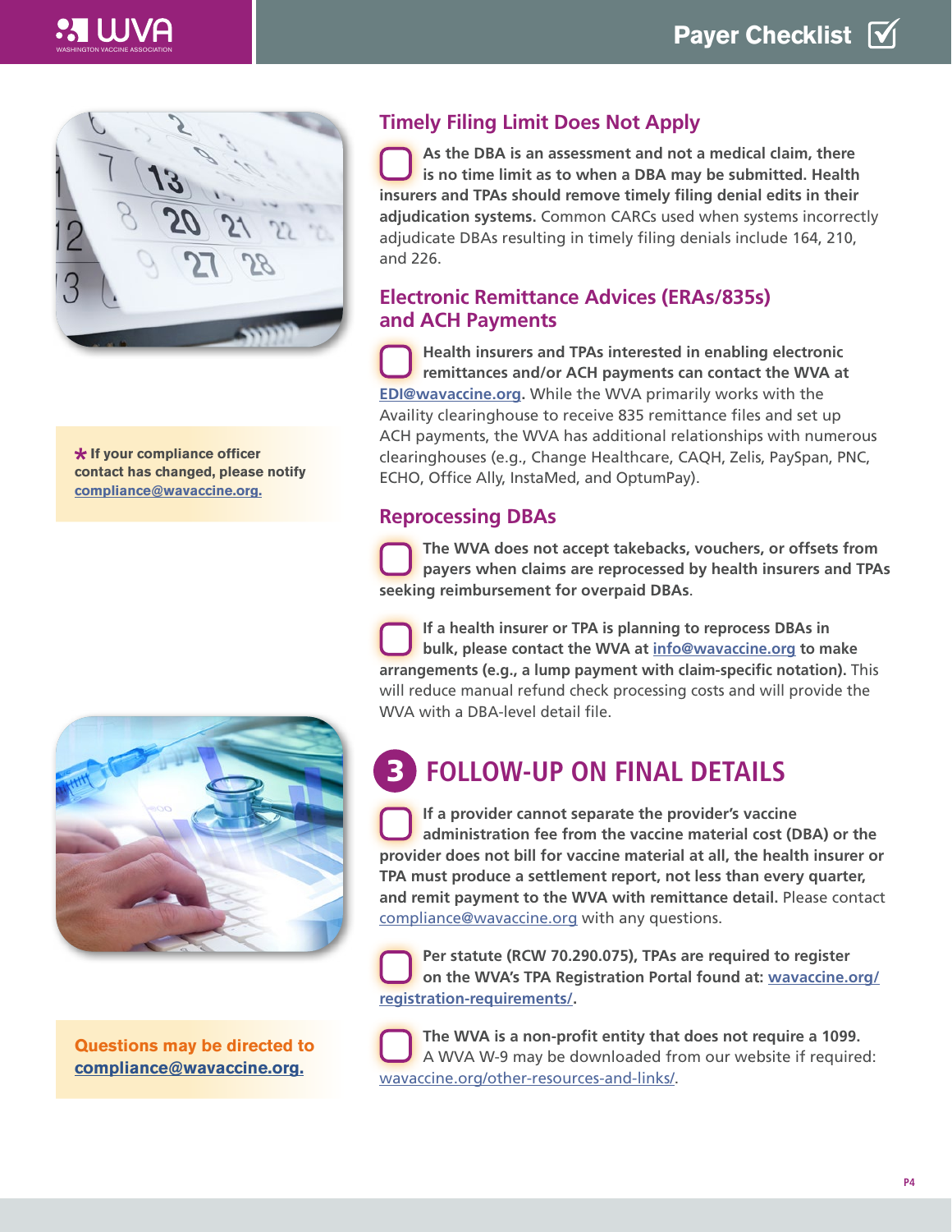### Timely Filing Limit Does Not Apply

- [ ] **As the DBA is an assessment and not a medical claim, there is no time limit as to when a DBA may be submitted. Health insurers and TPAs should remove timely filing denial edits in their adjudication systems.** Common CARCs used when systems incorrectly adjudicate DBAs resulting in timely filing denials include 164, 210, and 226.

### Electronic Remittance Advices (ERAs/835s) and ACH Payments

- [ ] **Health insurers and TPAs interested in enabling electronic remittances and/or ACH payments can contact the WVA at EDI@wavaccine.org.** While the WVA primarily works with the Availity clearinghouse to receive 835 remittance files and set up ACH payments, the WVA has additional relationships with numerous clearinghouses (e.g., Change Healthcare, CAQH, Zelis, PaySpan, PNC, ECHO, Office Ally, InstaMed, and OptumPay).

### Reprocessing DBAs

- [ ] **The WVA does not accept takebacks, vouchers, or offsets from payers when claims are reprocessed by health insurers and TPAs seeking reimbursement for overpaid DBAs**.

- [ ] **If a health insurer or TPA is planning to reprocess DBAs in bulk, please contact the WVA at info@wavaccine.org to make arrangements (e.g., a lump payment with claim-specific notation).** This will reduce manual refund check processing costs and will provide the WVA with a DBA-level detail file.

## 3 FOLLOW-UP ON FINAL DETAILS

- [ ] **If a provider cannot separate the provider's vaccine administration fee from the vaccine material cost (DBA) or the provider does not bill for vaccine material at all, the health insurer or TPA must produce a settlement report, not less than every quarter, and remit payment to the WVA with remittance detail.** Please contact compliance@wavaccine.org with any questions.

- [ ] **Per statute (RCW 70.290.075), TPAs are required to register on the WVA's TPA Registration Portal found at: wavaccine.org/registration-requirements/.**

- [ ] **The WVA is a non-profit entity that does not require a 1099.** A WVA W-9 may be downloaded from our website if required: wavaccine.org/other-resources-and-links/.

**\* If your compliance officer contact has changed, please notify compliance@wavaccine.org.**

**Questions may be directed to compliance@wavaccine.org.**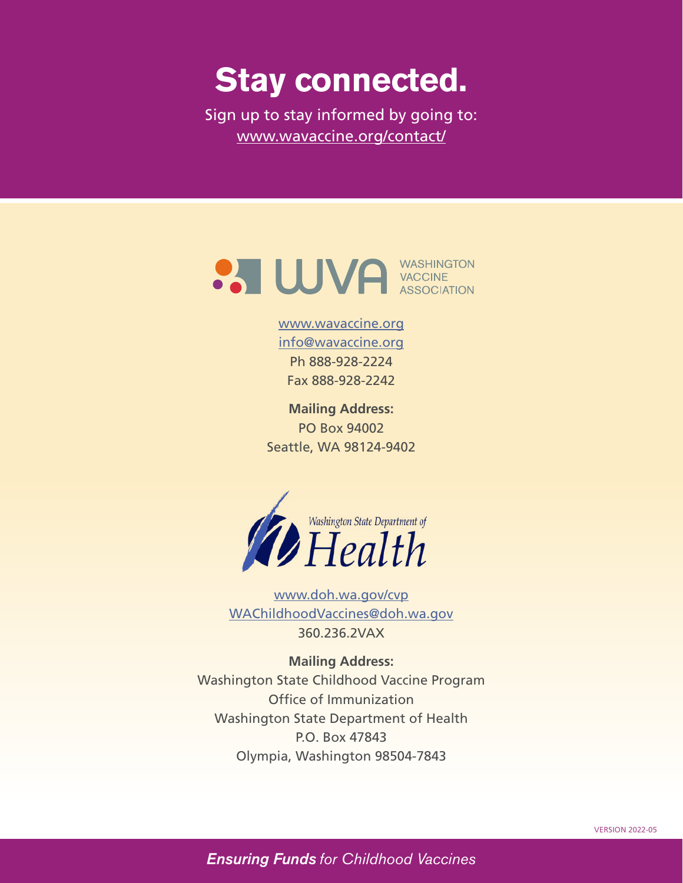# Stay connected.

Sign up to stay informed by going to:
www.wavaccine.org/contact/

WVA WASHINGTON VACCINE ASSOCIATION

www.wavaccine.org
info@wavaccine.org
Ph 888-928-2224
Fax 888-928-2242

**Mailing Address:**
PO Box 94002
Seattle, WA 98124-9402

Washington State Department of Health

www.doh.wa.gov/cvp
WAChildhoodVaccines@doh.wa.gov
360.236.2VAX

**Mailing Address:**
Washington State Childhood Vaccine Program
Office of Immunization
Washington State Department of Health
P.O. Box 47843
Olympia, Washington 98504-7843

VERSION 2022-05

***Ensuring Funds*** *for Childhood Vaccines*